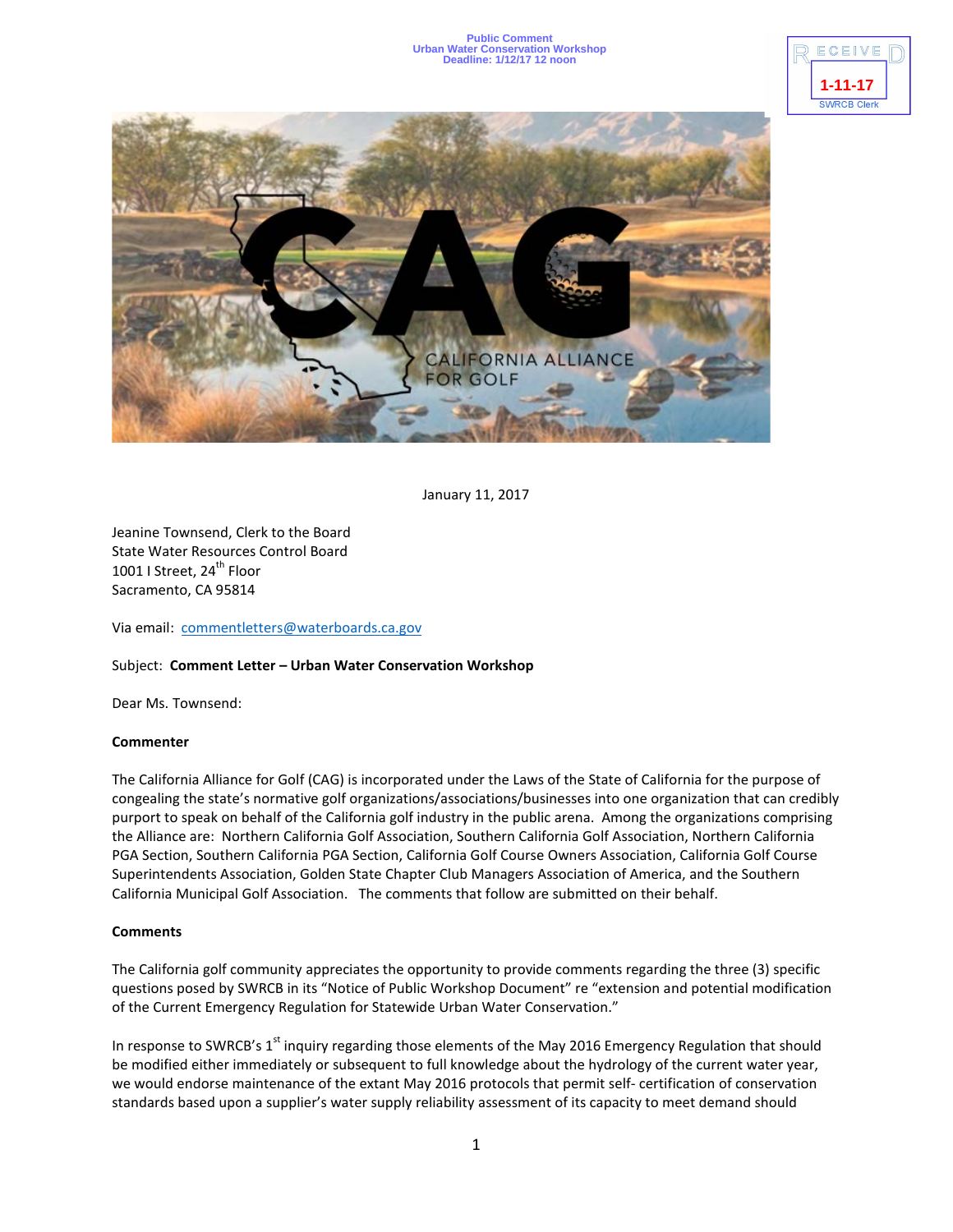Public Comment
Urban Water Conservation Workshop
Deadline: 1/12/17 12 noon

RECEIVED
1-11-17
SWRCB Clerk

CAG
CALIFORNIA ALLIANCE FOR GOLF

January 11, 2017

Jeanine Townsend, Clerk to the Board
State Water Resources Control Board
1001 I Street, 24th Floor
Sacramento, CA 95814

Via email: commentletters@waterboards.ca.gov

Subject: **Comment Letter – Urban Water Conservation Workshop**

Dear Ms. Townsend:

**Commenter**

The California Alliance for Golf (CAG) is incorporated under the Laws of the State of California for the purpose of congealing the state's normative golf organizations/associations/businesses into one organization that can credibly purport to speak on behalf of the California golf industry in the public arena. Among the organizations comprising the Alliance are: Northern California Golf Association, Southern California Golf Association, Northern California PGA Section, Southern California PGA Section, California Golf Course Owners Association, California Golf Course Superintendents Association, Golden State Chapter Club Managers Association of America, and the Southern California Municipal Golf Association. The comments that follow are submitted on their behalf.

**Comments**

The California golf community appreciates the opportunity to provide comments regarding the three (3) specific questions posed by SWRCB in its "Notice of Public Workshop Document" re "extension and potential modification of the Current Emergency Regulation for Statewide Urban Water Conservation."

In response to SWRCB's 1st inquiry regarding those elements of the May 2016 Emergency Regulation that should be modified either immediately or subsequent to full knowledge about the hydrology of the current water year, we would endorse maintenance of the extant May 2016 protocols that permit self- certification of conservation standards based upon a supplier's water supply reliability assessment of its capacity to meet demand should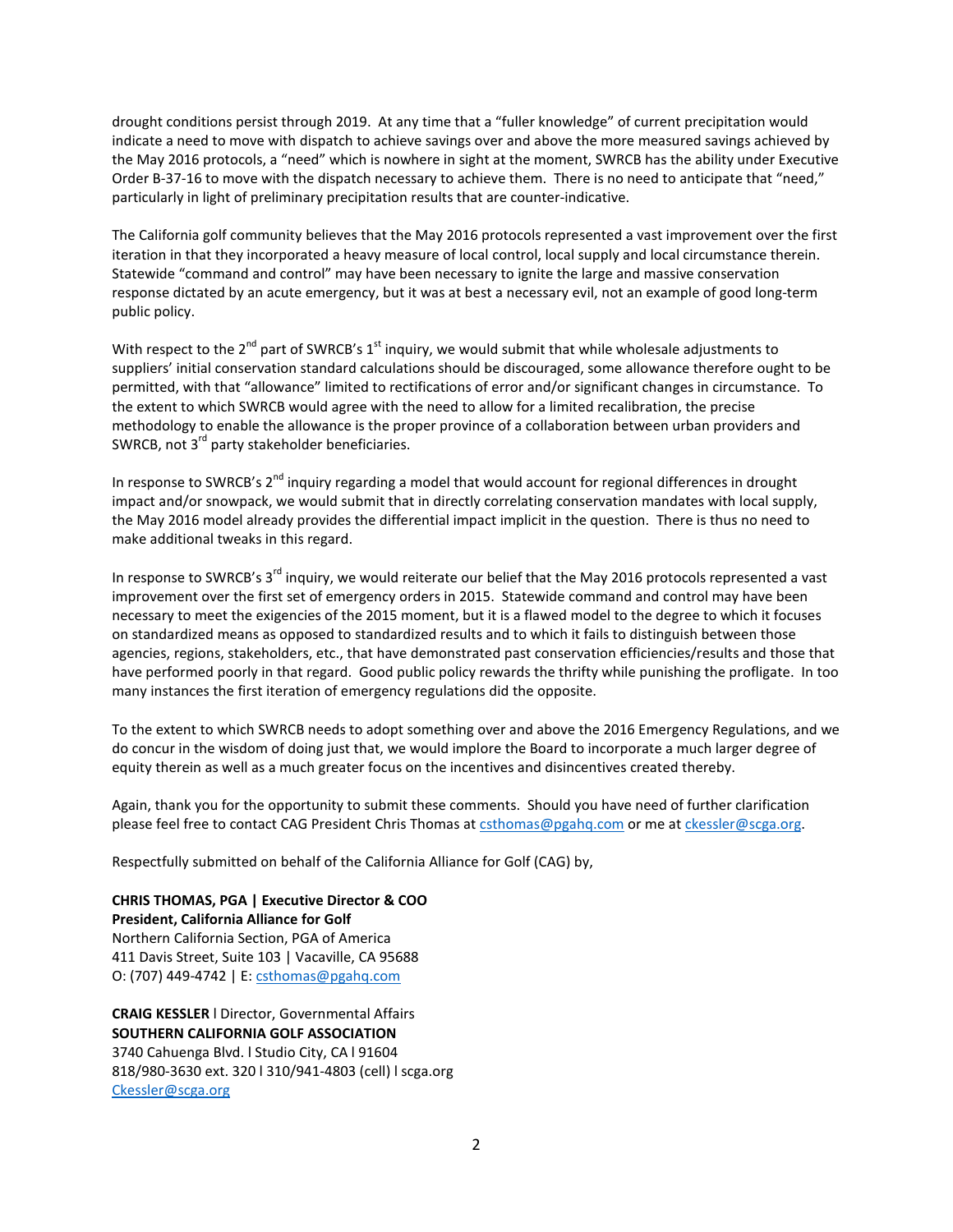drought conditions persist through 2019. At any time that a "fuller knowledge" of current precipitation would indicate a need to move with dispatch to achieve savings over and above the more measured savings achieved by the May 2016 protocols, a "need" which is nowhere in sight at the moment, SWRCB has the ability under Executive Order B-37-16 to move with the dispatch necessary to achieve them. There is no need to anticipate that "need," particularly in light of preliminary precipitation results that are counter-indicative.

The California golf community believes that the May 2016 protocols represented a vast improvement over the first iteration in that they incorporated a heavy measure of local control, local supply and local circumstance therein. Statewide "command and control" may have been necessary to ignite the large and massive conservation response dictated by an acute emergency, but it was at best a necessary evil, not an example of good long-term public policy.

With respect to the 2nd part of SWRCB's 1st inquiry, we would submit that while wholesale adjustments to suppliers' initial conservation standard calculations should be discouraged, some allowance therefore ought to be permitted, with that "allowance" limited to rectifications of error and/or significant changes in circumstance. To the extent to which SWRCB would agree with the need to allow for a limited recalibration, the precise methodology to enable the allowance is the proper province of a collaboration between urban providers and SWRCB, not 3rd party stakeholder beneficiaries.

In response to SWRCB's 2nd inquiry regarding a model that would account for regional differences in drought impact and/or snowpack, we would submit that in directly correlating conservation mandates with local supply, the May 2016 model already provides the differential impact implicit in the question. There is thus no need to make additional tweaks in this regard.

In response to SWRCB's 3rd inquiry, we would reiterate our belief that the May 2016 protocols represented a vast improvement over the first set of emergency orders in 2015. Statewide command and control may have been necessary to meet the exigencies of the 2015 moment, but it is a flawed model to the degree to which it focuses on standardized means as opposed to standardized results and to which it fails to distinguish between those agencies, regions, stakeholders, etc., that have demonstrated past conservation efficiencies/results and those that have performed poorly in that regard. Good public policy rewards the thrifty while punishing the profligate. In too many instances the first iteration of emergency regulations did the opposite.

To the extent to which SWRCB needs to adopt something over and above the 2016 Emergency Regulations, and we do concur in the wisdom of doing just that, we would implore the Board to incorporate a much larger degree of equity therein as well as a much greater focus on the incentives and disincentives created thereby.

Again, thank you for the opportunity to submit these comments. Should you have need of further clarification please feel free to contact CAG President Chris Thomas at csthomas@pgahq.com or me at ckessler@scga.org.

Respectfully submitted on behalf of the California Alliance for Golf (CAG) by,

**CHRIS THOMAS, PGA | Executive Director & COO**
**President, California Alliance for Golf**
Northern California Section, PGA of America
411 Davis Street, Suite 103 | Vacaville, CA 95688
O: (707) 449-4742 | E: csthomas@pgahq.com

**CRAIG KESSLER** l Director, Governmental Affairs
**SOUTHERN CALIFORNIA GOLF ASSOCIATION**
3740 Cahuenga Blvd. l Studio City, CA l 91604
818/980-3630 ext. 320 l 310/941-4803 (cell) l scga.org
Ckessler@scga.org